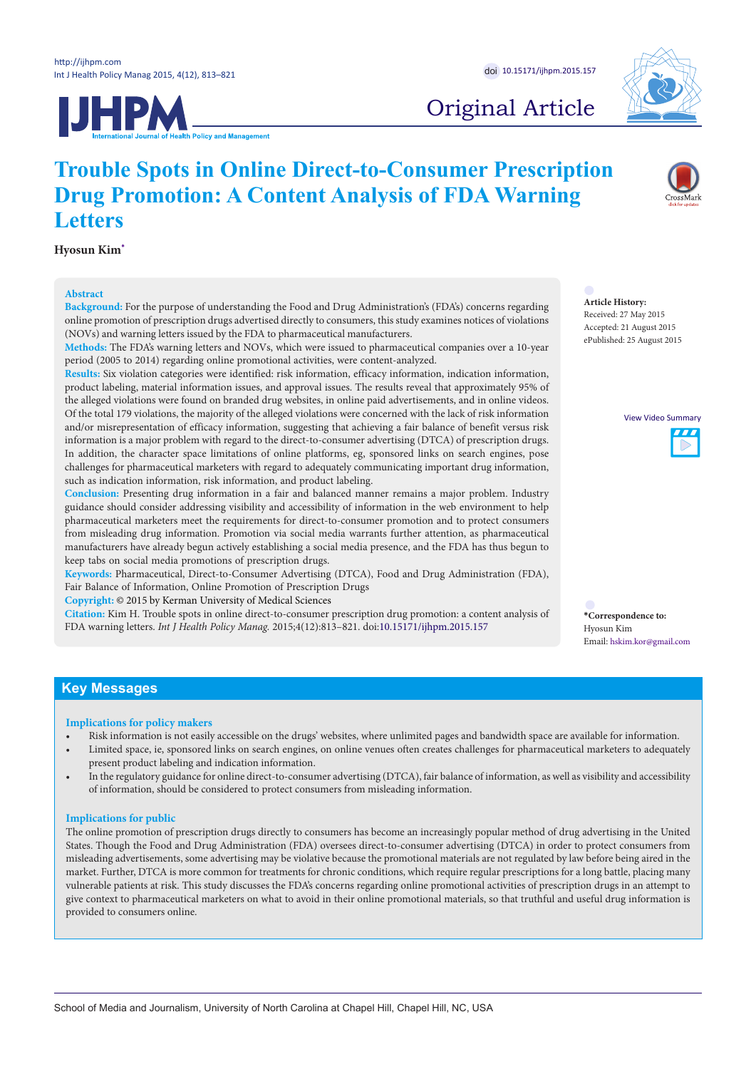Original Article

# Trouble Spots in Online Direct-to-Consumer Prescription Drug Promotion: A Content Analysis of FDA Warning Letters

**Hyosun Kim***

## Abstract

**Background:** For the purpose of understanding the Food and Drug Administration's (FDA's) concerns regarding online promotion of prescription drugs advertised directly to consumers, this study examines notices of violations (NOVs) and warning letters issued by the FDA to pharmaceutical manufacturers.

**Methods:** The FDA's warning letters and NOVs, which were issued to pharmaceutical companies over a 10-year period (2005 to 2014) regarding online promotional activities, were content-analyzed.

**Results:** Six violation categories were identified: risk information, efficacy information, indication information, product labeling, material information issues, and approval issues. The results reveal that approximately 95% of the alleged violations were found on branded drug websites, in online paid advertisements, and in online videos. Of the total 179 violations, the majority of the alleged violations were concerned with the lack of risk information and/or misrepresentation of efficacy information, suggesting that achieving a fair balance of benefit versus risk information is a major problem with regard to the direct-to-consumer advertising (DTCA) of prescription drugs. In addition, the character space limitations of online platforms, eg, sponsored links on search engines, pose challenges for pharmaceutical marketers with regard to adequately communicating important drug information, such as indication information, risk information, and product labeling.

**Conclusion:** Presenting drug information in a fair and balanced manner remains a major problem. Industry guidance should consider addressing visibility and accessibility of information in the web environment to help pharmaceutical marketers meet the requirements for direct-to-consumer promotion and to protect consumers from misleading drug information. Promotion via social media warrants further attention, as pharmaceutical manufacturers have already begun actively establishing a social media presence, and the FDA has thus begun to keep tabs on social media promotions of prescription drugs.

**Keywords:** Pharmaceutical, Direct-to-Consumer Advertising (DTCA), Food and Drug Administration (FDA), Fair Balance of Information, Online Promotion of Prescription Drugs

**Copyright:** © 2015 by Kerman University of Medical Sciences

**Citation:** Kim H. Trouble spots in online direct-to-consumer prescription drug promotion: a content analysis of FDA warning letters. *Int J Health Policy Manag.* 2015;4(12):813–821. doi:10.15171/ijhpm.2015.157

**Article History:**
Received: 27 May 2015
Accepted: 21 August 2015
ePublished: 25 August 2015

View Video Summary

***Correspondence to:**
Hyosun Kim
Email: hskim.kor@gmail.com

## Key Messages

### Implications for policy makers

- Risk information is not easily accessible on the drugs' websites, where unlimited pages and bandwidth space are available for information.
- Limited space, ie, sponsored links on search engines, on online venues often creates challenges for pharmaceutical marketers to adequately present product labeling and indication information.
- In the regulatory guidance for online direct-to-consumer advertising (DTCA), fair balance of information, as well as visibility and accessibility of information, should be considered to protect consumers from misleading information.

### Implications for public

The online promotion of prescription drugs directly to consumers has become an increasingly popular method of drug advertising in the United States. Though the Food and Drug Administration (FDA) oversees direct-to-consumer advertising (DTCA) in order to protect consumers from misleading advertisements, some advertising may be violative because the promotional materials are not regulated by law before being aired in the market. Further, DTCA is more common for treatments for chronic conditions, which require regular prescriptions for a long battle, placing many vulnerable patients at risk. This study discusses the FDA's concerns regarding online promotional activities of prescription drugs in an attempt to give context to pharmaceutical marketers on what to avoid in their online promotional materials, so that truthful and useful drug information is provided to consumers online.

School of Media and Journalism, University of North Carolina at Chapel Hill, Chapel Hill, NC, USA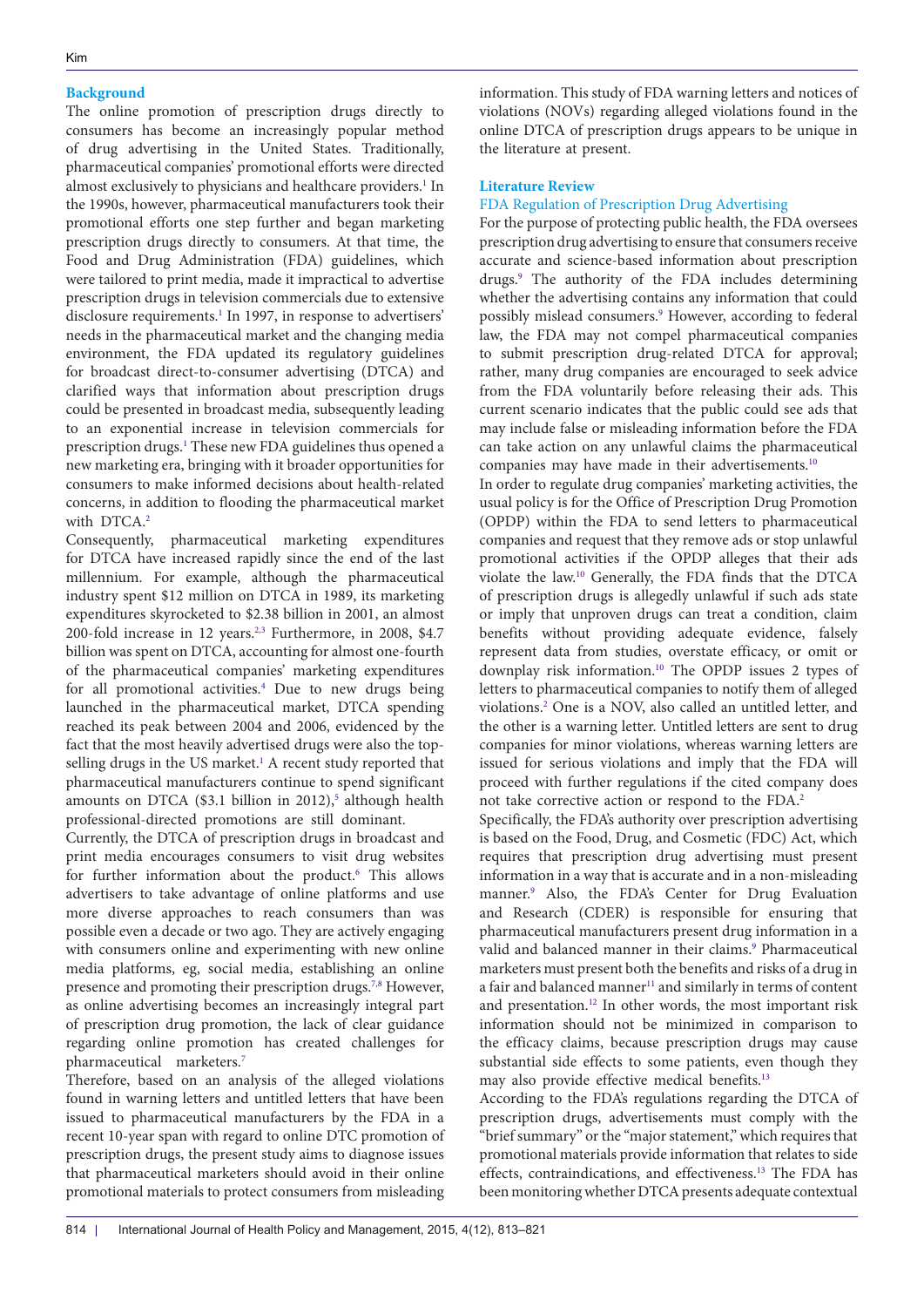## Background

The online promotion of prescription drugs directly to consumers has become an increasingly popular method of drug advertising in the United States. Traditionally, pharmaceutical companies' promotional efforts were directed almost exclusively to physicians and healthcare providers.[1] In the 1990s, however, pharmaceutical manufacturers took their promotional efforts one step further and began marketing prescription drugs directly to consumers. At that time, the Food and Drug Administration (FDA) guidelines, which were tailored to print media, made it impractical to advertise prescription drugs in television commercials due to extensive disclosure requirements.[1] In 1997, in response to advertisers' needs in the pharmaceutical market and the changing media environment, the FDA updated its regulatory guidelines for broadcast direct-to-consumer advertising (DTCA) and clarified ways that information about prescription drugs could be presented in broadcast media, subsequently leading to an exponential increase in television commercials for prescription drugs.[1] These new FDA guidelines thus opened a new marketing era, bringing with it broader opportunities for consumers to make informed decisions about health-related concerns, in addition to flooding the pharmaceutical market with DTCA.[2]

Consequently, pharmaceutical marketing expenditures for DTCA have increased rapidly since the end of the last millennium. For example, although the pharmaceutical industry spent $12 million on DTCA in 1989, its marketing expenditures skyrocketed to $2.38 billion in 2001, an almost 200-fold increase in 12 years.[2,3] Furthermore, in 2008, $4.7 billion was spent on DTCA, accounting for almost one-fourth of the pharmaceutical companies' marketing expenditures for all promotional activities.[4] Due to new drugs being launched in the pharmaceutical market, DTCA spending reached its peak between 2004 and 2006, evidenced by the fact that the most heavily advertised drugs were also the top-selling drugs in the US market.[1] A recent study reported that pharmaceutical manufacturers continue to spend significant amounts on DTCA ($3.1 billion in 2012),[5] although health professional-directed promotions are still dominant.

Currently, the DTCA of prescription drugs in broadcast and print media encourages consumers to visit drug websites for further information about the product.[6] This allows advertisers to take advantage of online platforms and use more diverse approaches to reach consumers than was possible even a decade or two ago. They are actively engaging with consumers online and experimenting with new online media platforms, eg, social media, establishing an online presence and promoting their prescription drugs.[7,8] However, as online advertising becomes an increasingly integral part of prescription drug promotion, the lack of clear guidance regarding online promotion has created challenges for pharmaceutical marketers.[7]

Therefore, based on an analysis of the alleged violations found in warning letters and untitled letters that have been issued to pharmaceutical manufacturers by the FDA in a recent 10-year span with regard to online DTC promotion of prescription drugs, the present study aims to diagnose issues that pharmaceutical marketers should avoid in their online promotional materials to protect consumers from misleading information. This study of FDA warning letters and notices of violations (NOVs) regarding alleged violations found in the online DTCA of prescription drugs appears to be unique in the literature at present.

## Literature Review

### FDA Regulation of Prescription Drug Advertising

For the purpose of protecting public health, the FDA oversees prescription drug advertising to ensure that consumers receive accurate and science-based information about prescription drugs.[9] The authority of the FDA includes determining whether the advertising contains any information that could possibly mislead consumers.[9] However, according to federal law, the FDA may not compel pharmaceutical companies to submit prescription drug-related DTCA for approval; rather, many drug companies are encouraged to seek advice from the FDA voluntarily before releasing their ads. This current scenario indicates that the public could see ads that may include false or misleading information before the FDA can take action on any unlawful claims the pharmaceutical companies may have made in their advertisements.[10]

In order to regulate drug companies' marketing activities, the usual policy is for the Office of Prescription Drug Promotion (OPDP) within the FDA to send letters to pharmaceutical companies and request that they remove ads or stop unlawful promotional activities if the OPDP alleges that their ads violate the law.[10] Generally, the FDA finds that the DTCA of prescription drugs is allegedly unlawful if such ads state or imply that unproven drugs can treat a condition, claim benefits without providing adequate evidence, falsely represent data from studies, overstate efficacy, or omit or downplay risk information.[10] The OPDP issues 2 types of letters to pharmaceutical companies to notify them of alleged violations.[2] One is a NOV, also called an untitled letter, and the other is a warning letter. Untitled letters are sent to drug companies for minor violations, whereas warning letters are issued for serious violations and imply that the FDA will proceed with further regulations if the cited company does not take corrective action or respond to the FDA.[2]

Specifically, the FDA's authority over prescription advertising is based on the Food, Drug, and Cosmetic (FDC) Act, which requires that prescription drug advertising must present information in a way that is accurate and in a non-misleading manner.[9] Also, the FDA's Center for Drug Evaluation and Research (CDER) is responsible for ensuring that pharmaceutical manufacturers present drug information in a valid and balanced manner in their claims.[9] Pharmaceutical marketers must present both the benefits and risks of a drug in a fair and balanced manner[11] and similarly in terms of content and presentation.[12] In other words, the most important risk information should not be minimized in comparison to the efficacy claims, because prescription drugs may cause substantial side effects to some patients, even though they may also provide effective medical benefits.[13]

According to the FDA's regulations regarding the DTCA of prescription drugs, advertisements must comply with the "brief summary" or the "major statement," which requires that promotional materials provide information that relates to side effects, contraindications, and effectiveness.[13] The FDA has been monitoring whether DTCA presents adequate contextual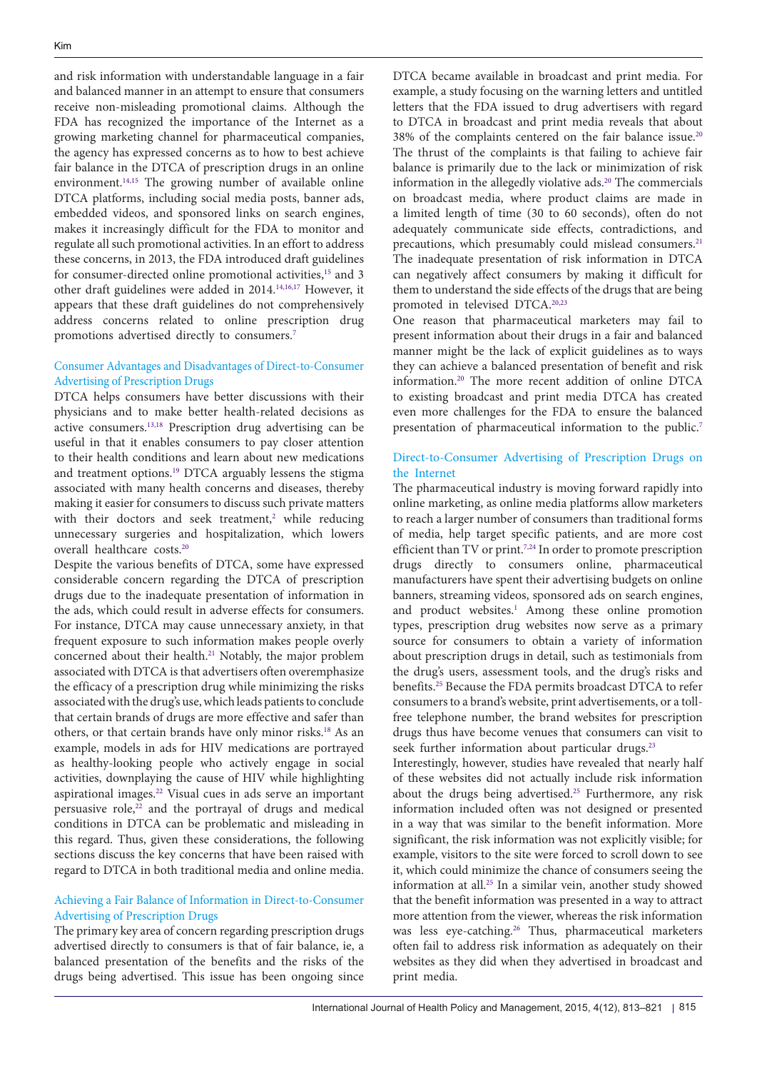and risk information with understandable language in a fair and balanced manner in an attempt to ensure that consumers receive non-misleading promotional claims. Although the FDA has recognized the importance of the Internet as a growing marketing channel for pharmaceutical companies, the agency has expressed concerns as to how to best achieve fair balance in the DTCA of prescription drugs in an online environment.[14,15] The growing number of available online DTCA platforms, including social media posts, banner ads, embedded videos, and sponsored links on search engines, makes it increasingly difficult for the FDA to monitor and regulate all such promotional activities. In an effort to address these concerns, in 2013, the FDA introduced draft guidelines for consumer-directed online promotional activities,[15] and 3 other draft guidelines were added in 2014.[14,16,17] However, it appears that these draft guidelines do not comprehensively address concerns related to online prescription drug promotions advertised directly to consumers.[7]

## Consumer Advantages and Disadvantages of Direct-to-Consumer Advertising of Prescription Drugs

DTCA helps consumers have better discussions with their physicians and to make better health-related decisions as active consumers.[13,18] Prescription drug advertising can be useful in that it enables consumers to pay closer attention to their health conditions and learn about new medications and treatment options.[19] DTCA arguably lessens the stigma associated with many health concerns and diseases, thereby making it easier for consumers to discuss such private matters with their doctors and seek treatment,[2] while reducing unnecessary surgeries and hospitalization, which lowers overall healthcare costs.[20]

Despite the various benefits of DTCA, some have expressed considerable concern regarding the DTCA of prescription drugs due to the inadequate presentation of information in the ads, which could result in adverse effects for consumers. For instance, DTCA may cause unnecessary anxiety, in that frequent exposure to such information makes people overly concerned about their health.[21] Notably, the major problem associated with DTCA is that advertisers often overemphasize the efficacy of a prescription drug while minimizing the risks associated with the drug's use, which leads patients to conclude that certain brands of drugs are more effective and safer than others, or that certain brands have only minor risks.[18] As an example, models in ads for HIV medications are portrayed as healthy-looking people who actively engage in social activities, downplaying the cause of HIV while highlighting aspirational images.[22] Visual cues in ads serve an important persuasive role,[22] and the portrayal of drugs and medical conditions in DTCA can be problematic and misleading in this regard. Thus, given these considerations, the following sections discuss the key concerns that have been raised with regard to DTCA in both traditional media and online media.

## Achieving a Fair Balance of Information in Direct-to-Consumer Advertising of Prescription Drugs

The primary key area of concern regarding prescription drugs advertised directly to consumers is that of fair balance, ie, a balanced presentation of the benefits and the risks of the drugs being advertised. This issue has been ongoing since DTCA became available in broadcast and print media. For example, a study focusing on the warning letters and untitled letters that the FDA issued to drug advertisers with regard to DTCA in broadcast and print media reveals that about 38% of the complaints centered on the fair balance issue.[20] The thrust of the complaints is that failing to achieve fair balance is primarily due to the lack or minimization of risk information in the allegedly violative ads.[20] The commercials on broadcast media, where product claims are made in a limited length of time (30 to 60 seconds), often do not adequately communicate side effects, contradictions, and precautions, which presumably could mislead consumers.[21] The inadequate presentation of risk information in DTCA can negatively affect consumers by making it difficult for them to understand the side effects of the drugs that are being promoted in televised DTCA.[20,23]

One reason that pharmaceutical marketers may fail to present information about their drugs in a fair and balanced manner might be the lack of explicit guidelines as to ways they can achieve a balanced presentation of benefit and risk information.[20] The more recent addition of online DTCA to existing broadcast and print media DTCA has created even more challenges for the FDA to ensure the balanced presentation of pharmaceutical information to the public.[7]

## Direct-to-Consumer Advertising of Prescription Drugs on the Internet

The pharmaceutical industry is moving forward rapidly into online marketing, as online media platforms allow marketers to reach a larger number of consumers than traditional forms of media, help target specific patients, and are more cost efficient than TV or print.[7,24] In order to promote prescription drugs directly to consumers online, pharmaceutical manufacturers have spent their advertising budgets on online banners, streaming videos, sponsored ads on search engines, and product websites.[1] Among these online promotion types, prescription drug websites now serve as a primary source for consumers to obtain a variety of information about prescription drugs in detail, such as testimonials from the drug's users, assessment tools, and the drug's risks and benefits.[25] Because the FDA permits broadcast DTCA to refer consumers to a brand's website, print advertisements, or a toll-free telephone number, the brand websites for prescription drugs thus have become venues that consumers can visit to seek further information about particular drugs.[23]

Interestingly, however, studies have revealed that nearly half of these websites did not actually include risk information about the drugs being advertised.[25] Furthermore, any risk information included often was not designed or presented in a way that was similar to the benefit information. More significant, the risk information was not explicitly visible; for example, visitors to the site were forced to scroll down to see it, which could minimize the chance of consumers seeing the information at all.[25] In a similar vein, another study showed that the benefit information was presented in a way to attract more attention from the viewer, whereas the risk information was less eye-catching.[26] Thus, pharmaceutical marketers often fail to address risk information as adequately on their websites as they did when they advertised in broadcast and print media.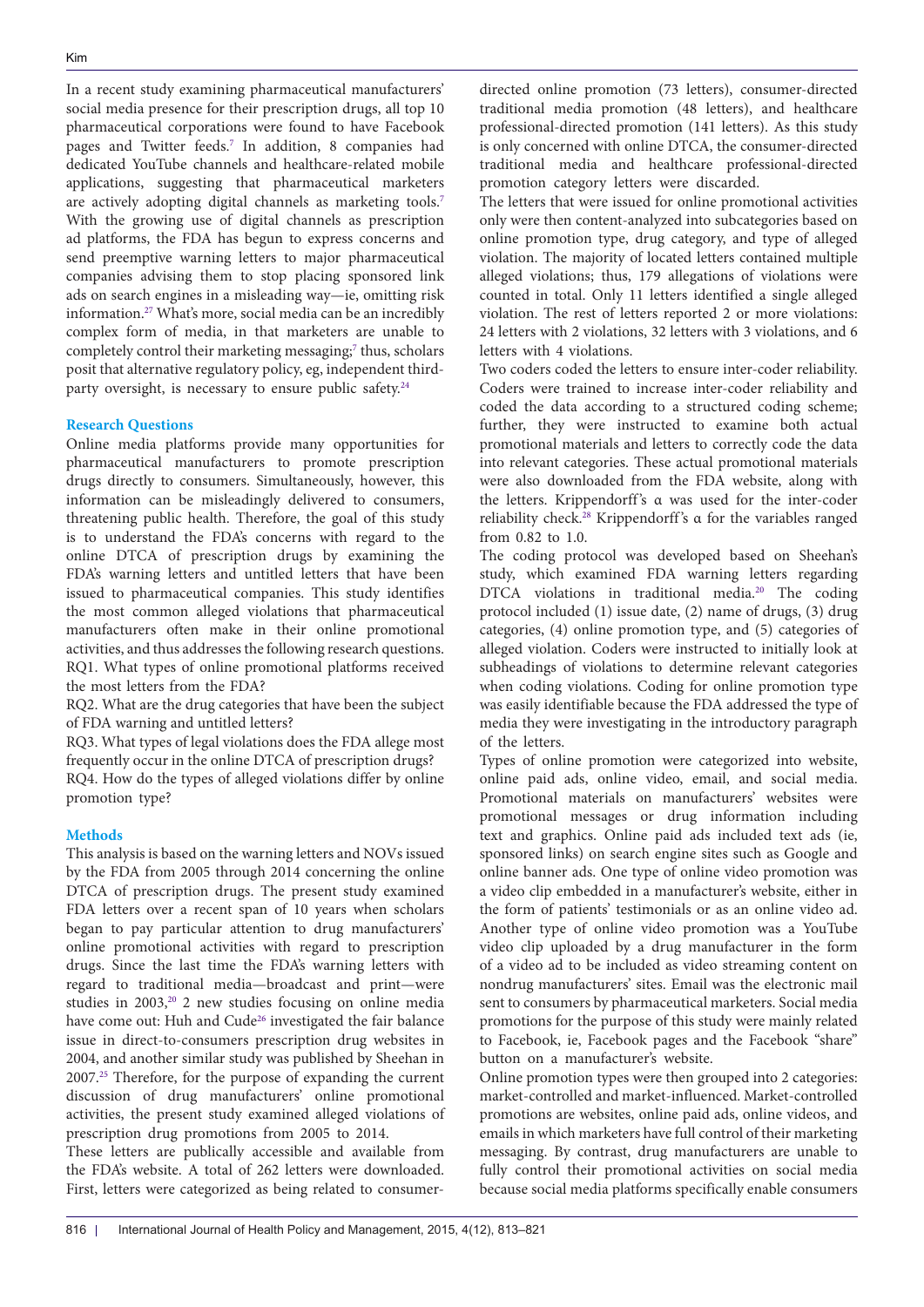In a recent study examining pharmaceutical manufacturers' social media presence for their prescription drugs, all top 10 pharmaceutical corporations were found to have Facebook pages and Twitter feeds.[7] In addition, 8 companies had dedicated YouTube channels and healthcare-related mobile applications, suggesting that pharmaceutical marketers are actively adopting digital channels as marketing tools.[7] With the growing use of digital channels as prescription ad platforms, the FDA has begun to express concerns and send preemptive warning letters to major pharmaceutical companies advising them to stop placing sponsored link ads on search engines in a misleading way—ie, omitting risk information.[27] What's more, social media can be an incredibly complex form of media, in that marketers are unable to completely control their marketing messaging;[7] thus, scholars posit that alternative regulatory policy, eg, independent third-party oversight, is necessary to ensure public safety.[24]

### Research Questions

Online media platforms provide many opportunities for pharmaceutical manufacturers to promote prescription drugs directly to consumers. Simultaneously, however, this information can be misleadingly delivered to consumers, threatening public health. Therefore, the goal of this study is to understand the FDA's concerns with regard to the online DTCA of prescription drugs by examining the FDA's warning letters and untitled letters that have been issued to pharmaceutical companies. This study identifies the most common alleged violations that pharmaceutical manufacturers often make in their online promotional activities, and thus addresses the following research questions.

RQ1. What types of online promotional platforms received the most letters from the FDA?

RQ2. What are the drug categories that have been the subject of FDA warning and untitled letters?

RQ3. What types of legal violations does the FDA allege most frequently occur in the online DTCA of prescription drugs?

RQ4. How do the types of alleged violations differ by online promotion type?

### Methods

This analysis is based on the warning letters and NOVs issued by the FDA from 2005 through 2014 concerning the online DTCA of prescription drugs. The present study examined FDA letters over a recent span of 10 years when scholars began to pay particular attention to drug manufacturers' online promotional activities with regard to prescription drugs. Since the last time the FDA's warning letters with regard to traditional media—broadcast and print—were studies in 2003,[20] 2 new studies focusing on online media have come out: Huh and Cude[26] investigated the fair balance issue in direct-to-consumers prescription drug websites in 2004, and another similar study was published by Sheehan in 2007.[25] Therefore, for the purpose of expanding the current discussion of drug manufacturers' online promotional activities, the present study examined alleged violations of prescription drug promotions from 2005 to 2014.

These letters are publically accessible and available from the FDA's website. A total of 262 letters were downloaded. First, letters were categorized as being related to consumer-directed online promotion (73 letters), consumer-directed traditional media promotion (48 letters), and healthcare professional-directed promotion (141 letters). As this study is only concerned with online DTCA, the consumer-directed traditional media and healthcare professional-directed promotion category letters were discarded.

The letters that were issued for online promotional activities only were then content-analyzed into subcategories based on online promotion type, drug category, and type of alleged violation. The majority of located letters contained multiple alleged violations; thus, 179 allegations of violations were counted in total. Only 11 letters identified a single alleged violation. The rest of letters reported 2 or more violations: 24 letters with 2 violations, 32 letters with 3 violations, and 6 letters with 4 violations.

Two coders coded the letters to ensure inter-coder reliability. Coders were trained to increase inter-coder reliability and coded the data according to a structured coding scheme; further, they were instructed to examine both actual promotional materials and letters to correctly code the data into relevant categories. These actual promotional materials were also downloaded from the FDA website, along with the letters. Krippendorff's α was used for the inter-coder reliability check.[28] Krippendorff's α for the variables ranged from 0.82 to 1.0.

The coding protocol was developed based on Sheehan's study, which examined FDA warning letters regarding DTCA violations in traditional media.[20] The coding protocol included (1) issue date, (2) name of drugs, (3) drug categories, (4) online promotion type, and (5) categories of alleged violation. Coders were instructed to initially look at subheadings of violations to determine relevant categories when coding violations. Coding for online promotion type was easily identifiable because the FDA addressed the type of media they were investigating in the introductory paragraph of the letters.

Types of online promotion were categorized into website, online paid ads, online video, email, and social media. Promotional materials on manufacturers' websites were promotional messages or drug information including text and graphics. Online paid ads included text ads (ie, sponsored links) on search engine sites such as Google and online banner ads. One type of online video promotion was a video clip embedded in a manufacturer's website, either in the form of patients' testimonials or as an online video ad. Another type of online video promotion was a YouTube video clip uploaded by a drug manufacturer in the form of a video ad to be included as video streaming content on nondrug manufacturers' sites. Email was the electronic mail sent to consumers by pharmaceutical marketers. Social media promotions for the purpose of this study were mainly related to Facebook, ie, Facebook pages and the Facebook "share" button on a manufacturer's website.

Online promotion types were then grouped into 2 categories: market-controlled and market-influenced. Market-controlled promotions are websites, online paid ads, online videos, and emails in which marketers have full control of their marketing messaging. By contrast, drug manufacturers are unable to fully control their promotional activities on social media because social media platforms specifically enable consumers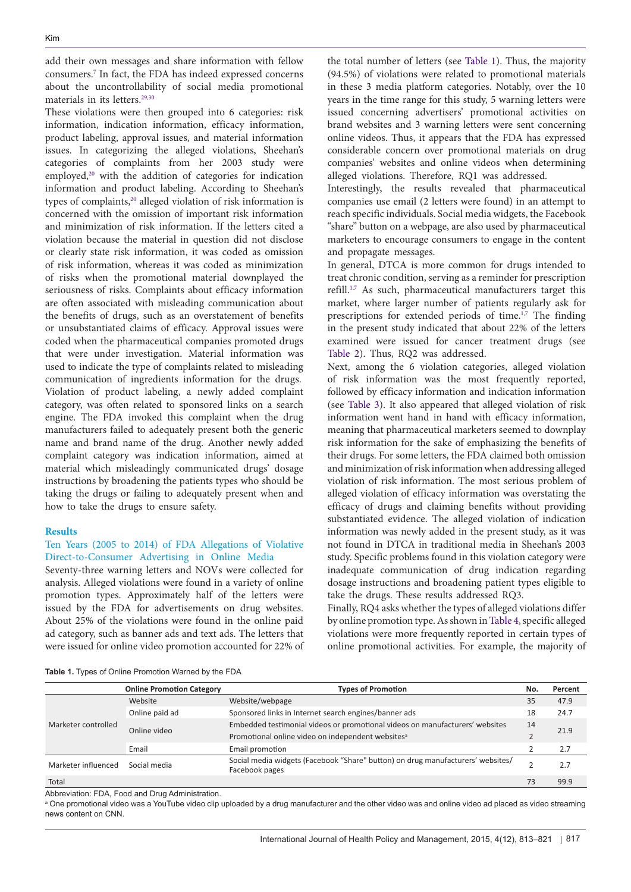add their own messages and share information with fellow consumers.[7] In fact, the FDA has indeed expressed concerns about the uncontrollability of social media promotional materials in its letters.[29,30]

These violations were then grouped into 6 categories: risk information, indication information, efficacy information, product labeling, approval issues, and material information issues. In categorizing the alleged violations, Sheehan's categories of complaints from her 2003 study were employed,[20] with the addition of categories for indication information and product labeling. According to Sheehan's types of complaints,[20] alleged violation of risk information is concerned with the omission of important risk information and minimization of risk information. If the letters cited a violation because the material in question did not disclose or clearly state risk information, it was coded as omission of risk information, whereas it was coded as minimization of risks when the promotional material downplayed the seriousness of risks. Complaints about efficacy information are often associated with misleading communication about the benefits of drugs, such as an overstatement of benefits or unsubstantiated claims of efficacy. Approval issues were coded when the pharmaceutical companies promoted drugs that were under investigation. Material information was used to indicate the type of complaints related to misleading communication of ingredients information for the drugs. Violation of product labeling, a newly added complaint category, was often related to sponsored links on a search engine. The FDA invoked this complaint when the drug manufacturers failed to adequately present both the generic name and brand name of the drug. Another newly added complaint category was indication information, aimed at material which misleadingly communicated drugs' dosage instructions by broadening the patients types who should be taking the drugs or failing to adequately present when and how to take the drugs to ensure safety.

## Results

### Ten Years (2005 to 2014) of FDA Allegations of Violative Direct-to-Consumer Advertising in Online Media

Seventy-three warning letters and NOVs were collected for analysis. Alleged violations were found in a variety of online promotion types. Approximately half of the letters were issued by the FDA for advertisements on drug websites. About 25% of the violations were found in the online paid ad category, such as banner ads and text ads. The letters that were issued for online video promotion accounted for 22% of the total number of letters (see Table 1). Thus, the majority (94.5%) of violations were related to promotional materials in these 3 media platform categories. Notably, over the 10 years in the time range for this study, 5 warning letters were issued concerning advertisers' promotional activities on brand websites and 3 warning letters were sent concerning online videos. Thus, it appears that the FDA has expressed considerable concern over promotional materials on drug companies' websites and online videos when determining alleged violations. Therefore, RQ1 was addressed.

Interestingly, the results revealed that pharmaceutical companies use email (2 letters were found) in an attempt to reach specific individuals. Social media widgets, the Facebook "share" button on a webpage, are also used by pharmaceutical marketers to encourage consumers to engage in the content and propagate messages.

In general, DTCA is more common for drugs intended to treat chronic condition, serving as a reminder for prescription refill.[1,7] As such, pharmaceutical manufacturers target this market, where larger number of patients regularly ask for prescriptions for extended periods of time.[1,7] The finding in the present study indicated that about 22% of the letters examined were issued for cancer treatment drugs (see Table 2). Thus, RQ2 was addressed.

Next, among the 6 violation categories, alleged violation of risk information was the most frequently reported, followed by efficacy information and indication information (see Table 3). It also appeared that alleged violation of risk information went hand in hand with efficacy information, meaning that pharmaceutical marketers seemed to downplay risk information for the sake of emphasizing the benefits of their drugs. For some letters, the FDA claimed both omission and minimization of risk information when addressing alleged violation of risk information. The most serious problem of alleged violation of efficacy information was overstating the efficacy of drugs and claiming benefits without providing substantiated evidence. The alleged violation of indication information was newly added in the present study, as it was not found in DTCA in traditional media in Sheehan's 2003 study. Specific problems found in this violation category were inadequate communication of drug indication regarding dosage instructions and broadening patient types eligible to take the drugs. These results addressed RQ3.

Finally, RQ4 asks whether the types of alleged violations differ by online promotion type. As shown in Table 4, specific alleged violations were more frequently reported in certain types of online promotional activities. For example, the majority of

**Table 1.** Types of Online Promotion Warned by the FDA

| | Online Promotion Category | Types of Promotion | No. | Percent |
|---|---|---|---|---|
| Marketer controlled | Website | Website/webpage | 35 | 47.9 |
| | Online paid ad | Sponsored links in Internet search engines/banner ads | 18 | 24.7 |
| | Online video | Embedded testimonial videos or promotional videos on manufacturers' websites | 14 | 21.9 |
| | | Promotional online video on independent websites[a] | 2 | |
| | Email | Email promotion | 2 | 2.7 |
| Marketer influenced | Social media | Social media widgets (Facebook "Share" button) on drug manufacturers' websites/ Facebook pages | 2 | 2.7 |
| Total | | | 73 | 99.9 |

Abbreviation: FDA, Food and Drug Administration.

[a] One promotional video was a YouTube video clip uploaded by a drug manufacturer and the other video was and online video ad placed as video streaming news content on CNN.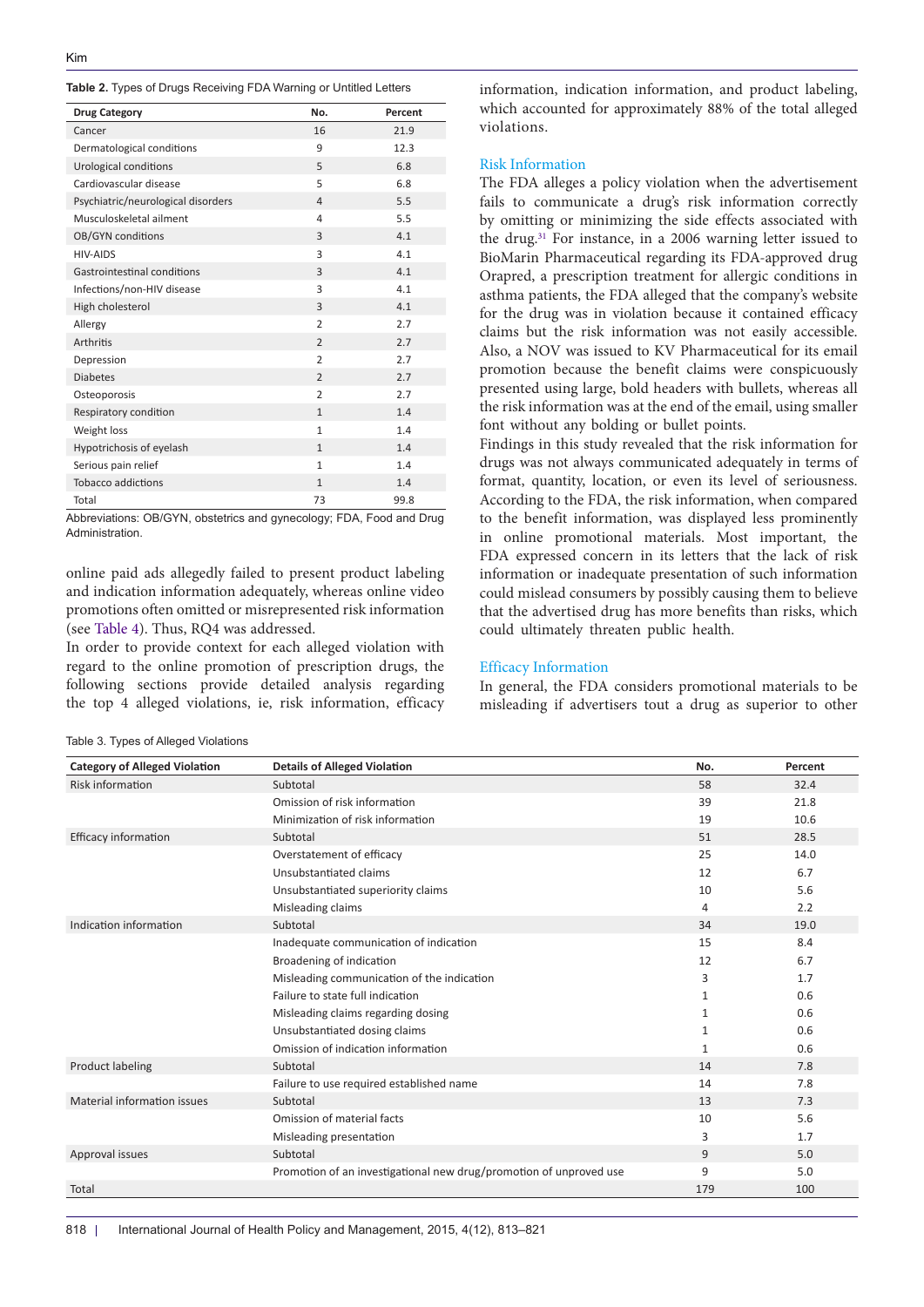**Table 2.** Types of Drugs Receiving FDA Warning or Untitled Letters

| Drug Category | No. | Percent |
|---|---|---|
| Cancer | 16 | 21.9 |
| Dermatological conditions | 9 | 12.3 |
| Urological conditions | 5 | 6.8 |
| Cardiovascular disease | 5 | 6.8 |
| Psychiatric/neurological disorders | 4 | 5.5 |
| Musculoskeletal ailment | 4 | 5.5 |
| OB/GYN conditions | 3 | 4.1 |
| HIV-AIDS | 3 | 4.1 |
| Gastrointestinal conditions | 3 | 4.1 |
| Infections/non-HIV disease | 3 | 4.1 |
| High cholesterol | 3 | 4.1 |
| Allergy | 2 | 2.7 |
| Arthritis | 2 | 2.7 |
| Depression | 2 | 2.7 |
| Diabetes | 2 | 2.7 |
| Osteoporosis | 2 | 2.7 |
| Respiratory condition | 1 | 1.4 |
| Weight loss | 1 | 1.4 |
| Hypotrichosis of eyelash | 1 | 1.4 |
| Serious pain relief | 1 | 1.4 |
| Tobacco addictions | 1 | 1.4 |
| Total | 73 | 99.8 |

Abbreviations: OB/GYN, obstetrics and gynecology; FDA, Food and Drug Administration.

online paid ads allegedly failed to present product labeling and indication information adequately, whereas online video promotions often omitted or misrepresented risk information (see Table 4). Thus, RQ4 was addressed.

In order to provide context for each alleged violation with regard to the online promotion of prescription drugs, the following sections provide detailed analysis regarding the top 4 alleged violations, ie, risk information, efficacy information, indication information, and product labeling, which accounted for approximately 88% of the total alleged violations.

### Risk Information

The FDA alleges a policy violation when the advertisement fails to communicate a drug's risk information correctly by omitting or minimizing the side effects associated with the drug.[31] For instance, in a 2006 warning letter issued to BioMarin Pharmaceutical regarding its FDA-approved drug Orapred, a prescription treatment for allergic conditions in asthma patients, the FDA alleged that the company's website for the drug was in violation because it contained efficacy claims but the risk information was not easily accessible. Also, a NOV was issued to KV Pharmaceutical for its email promotion because the benefit claims were conspicuously presented using large, bold headers with bullets, whereas all the risk information was at the end of the email, using smaller font without any bolding or bullet points.

Findings in this study revealed that the risk information for drugs was not always communicated adequately in terms of format, quantity, location, or even its level of seriousness. According to the FDA, the risk information, when compared to the benefit information, was displayed less prominently in online promotional materials. Most important, the FDA expressed concern in its letters that the lack of risk information or inadequate presentation of such information could mislead consumers by possibly causing them to believe that the advertised drug has more benefits than risks, which could ultimately threaten public health.

### Efficacy Information

In general, the FDA considers promotional materials to be misleading if advertisers tout a drug as superior to other

Table 3. Types of Alleged Violations

| Category of Alleged Violation | Details of Alleged Violation | No. | Percent |
|---|---|---|---|
| Risk information | Subtotal | 58 | 32.4 |
| | Omission of risk information | 39 | 21.8 |
| | Minimization of risk information | 19 | 10.6 |
| Efficacy information | Subtotal | 51 | 28.5 |
| | Overstatement of efficacy | 25 | 14.0 |
| | Unsubstantiated claims | 12 | 6.7 |
| | Unsubstantiated superiority claims | 10 | 5.6 |
| | Misleading claims | 4 | 2.2 |
| Indication information | Subtotal | 34 | 19.0 |
| | Inadequate communication of indication | 15 | 8.4 |
| | Broadening of indication | 12 | 6.7 |
| | Misleading communication of the indication | 3 | 1.7 |
| | Failure to state full indication | 1 | 0.6 |
| | Misleading claims regarding dosing | 1 | 0.6 |
| | Unsubstantiated dosing claims | 1 | 0.6 |
| | Omission of indication information | 1 | 0.6 |
| Product labeling | Subtotal | 14 | 7.8 |
| | Failure to use required established name | 14 | 7.8 |
| Material information issues | Subtotal | 13 | 7.3 |
| | Omission of material facts | 10 | 5.6 |
| | Misleading presentation | 3 | 1.7 |
| Approval issues | Subtotal | 9 | 5.0 |
| | Promotion of an investigational new drug/promotion of unproved use | 9 | 5.0 |
| Total | | 179 | 100 |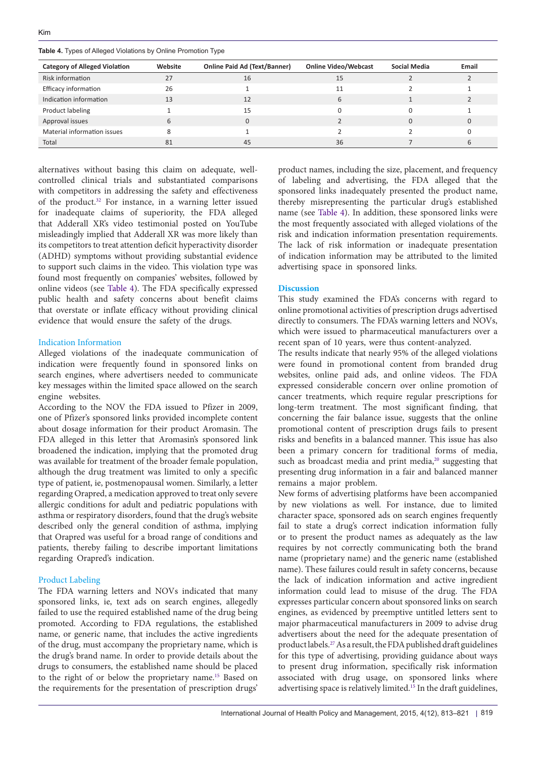**Table 4.** Types of Alleged Violations by Online Promotion Type

| Category of Alleged Violation | Website | Online Paid Ad (Text/Banner) | Online Video/Webcast | Social Media | Email |
|---|---|---|---|---|---|
| Risk information | 27 | 16 | 15 | 2 | 2 |
| Efficacy information | 26 | 1 | 11 | 2 | 1 |
| Indication information | 13 | 12 | 6 | 1 | 2 |
| Product labeling | 1 | 15 | 0 | 0 | 1 |
| Approval issues | 6 | 0 | 2 | 0 | 0 |
| Material information issues | 8 | 1 | 2 | 2 | 0 |
| Total | 81 | 45 | 36 | 7 | 6 |

alternatives without basing this claim on adequate, well-controlled clinical trials and substantiated comparisons with competitors in addressing the safety and effectiveness of the product.[32] For instance, in a warning letter issued for inadequate claims of superiority, the FDA alleged that Adderall XR's video testimonial posted on YouTube misleadingly implied that Adderall XR was more likely than its competitors to treat attention deficit hyperactivity disorder (ADHD) symptoms without providing substantial evidence to support such claims in the video. This violation type was found most frequently on companies' websites, followed by online videos (see Table 4). The FDA specifically expressed public health and safety concerns about benefit claims that overstate or inflate efficacy without providing clinical evidence that would ensure the safety of the drugs.

### Indication Information

Alleged violations of the inadequate communication of indication were frequently found in sponsored links on search engines, where advertisers needed to communicate key messages within the limited space allowed on the search engine websites.

According to the NOV the FDA issued to Pfizer in 2009, one of Pfizer's sponsored links provided incomplete content about dosage information for their product Aromasin. The FDA alleged in this letter that Aromasin's sponsored link broadened the indication, implying that the promoted drug was available for treatment of the broader female population, although the drug treatment was limited to only a specific type of patient, ie, postmenopausal women. Similarly, a letter regarding Orapred, a medication approved to treat only severe allergic conditions for adult and pediatric populations with asthma or respiratory disorders, found that the drug's website described only the general condition of asthma, implying that Orapred was useful for a broad range of conditions and patients, thereby failing to describe important limitations regarding Orapred's indication.

### Product Labeling

The FDA warning letters and NOVs indicated that many sponsored links, ie, text ads on search engines, allegedly failed to use the required established name of the drug being promoted. According to FDA regulations, the established name, or generic name, that includes the active ingredients of the drug, must accompany the proprietary name, which is the drug's brand name. In order to provide details about the drugs to consumers, the established name should be placed to the right of or below the proprietary name.[15] Based on the requirements for the presentation of prescription drugs' product names, including the size, placement, and frequency of labeling and advertising, the FDA alleged that the sponsored links inadequately presented the product name, thereby misrepresenting the particular drug's established name (see Table 4). In addition, these sponsored links were the most frequently associated with alleged violations of the risk and indication information presentation requirements. The lack of risk information or inadequate presentation of indication information may be attributed to the limited advertising space in sponsored links.

## Discussion

This study examined the FDA's concerns with regard to online promotional activities of prescription drugs advertised directly to consumers. The FDA's warning letters and NOVs, which were issued to pharmaceutical manufacturers over a recent span of 10 years, were thus content-analyzed.

The results indicate that nearly 95% of the alleged violations were found in promotional content from branded drug websites, online paid ads, and online videos. The FDA expressed considerable concern over online promotion of cancer treatments, which require regular prescriptions for long-term treatment. The most significant finding, that concerning the fair balance issue, suggests that the online promotional content of prescription drugs fails to present risks and benefits in a balanced manner. This issue has also been a primary concern for traditional forms of media, such as broadcast media and print media,[20] suggesting that presenting drug information in a fair and balanced manner remains a major problem.

New forms of advertising platforms have been accompanied by new violations as well. For instance, due to limited character space, sponsored ads on search engines frequently fail to state a drug's correct indication information fully or to present the product names as adequately as the law requires by not correctly communicating both the brand name (proprietary name) and the generic name (established name). These failures could result in safety concerns, because the lack of indication information and active ingredient information could lead to misuse of the drug. The FDA expresses particular concern about sponsored links on search engines, as evidenced by preemptive untitled letters sent to major pharmaceutical manufacturers in 2009 to advise drug advertisers about the need for the adequate presentation of product labels.[27] As a result, the FDA published draft guidelines for this type of advertising, providing guidance about ways to present drug information, specifically risk information associated with drug usage, on sponsored links where advertising space is relatively limited.[15] In the draft guidelines,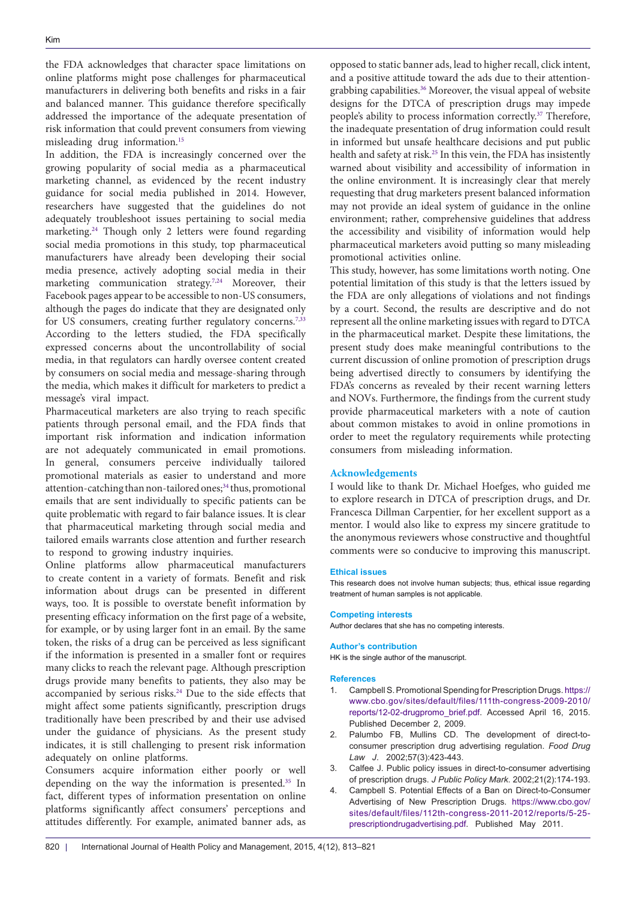the FDA acknowledges that character space limitations on online platforms might pose challenges for pharmaceutical manufacturers in delivering both benefits and risks in a fair and balanced manner. This guidance therefore specifically addressed the importance of the adequate presentation of risk information that could prevent consumers from viewing misleading drug information.[15]

In addition, the FDA is increasingly concerned over the growing popularity of social media as a pharmaceutical marketing channel, as evidenced by the recent industry guidance for social media published in 2014. However, researchers have suggested that the guidelines do not adequately troubleshoot issues pertaining to social media marketing.[24] Though only 2 letters were found regarding social media promotions in this study, top pharmaceutical manufacturers have already been developing their social media presence, actively adopting social media in their marketing communication strategy.[7,24] Moreover, their Facebook pages appear to be accessible to non-US consumers, although the pages do indicate that they are designated only for US consumers, creating further regulatory concerns.[7,33] According to the letters studied, the FDA specifically expressed concerns about the uncontrollability of social media, in that regulators can hardly oversee content created by consumers on social media and message-sharing through the media, which makes it difficult for marketers to predict a message's viral impact.

Pharmaceutical marketers are also trying to reach specific patients through personal email, and the FDA finds that important risk information and indication information are not adequately communicated in email promotions. In general, consumers perceive individually tailored promotional materials as easier to understand and more attention-catching than non-tailored ones;[34] thus, promotional emails that are sent individually to specific patients can be quite problematic with regard to fair balance issues. It is clear that pharmaceutical marketing through social media and tailored emails warrants close attention and further research to respond to growing industry inquiries.

Online platforms allow pharmaceutical manufacturers to create content in a variety of formats. Benefit and risk information about drugs can be presented in different ways, too. It is possible to overstate benefit information by presenting efficacy information on the first page of a website, for example, or by using larger font in an email. By the same token, the risks of a drug can be perceived as less significant if the information is presented in a smaller font or requires many clicks to reach the relevant page. Although prescription drugs provide many benefits to patients, they also may be accompanied by serious risks.[24] Due to the side effects that might affect some patients significantly, prescription drugs traditionally have been prescribed by and their use advised under the guidance of physicians. As the present study indicates, it is still challenging to present risk information adequately on online platforms.

Consumers acquire information either poorly or well depending on the way the information is presented.[35] In fact, different types of information presentation on online platforms significantly affect consumers' perceptions and attitudes differently. For example, animated banner ads, as opposed to static banner ads, lead to higher recall, click intent, and a positive attitude toward the ads due to their attention-grabbing capabilities.[36] Moreover, the visual appeal of website designs for the DTCA of prescription drugs may impede people's ability to process information correctly.[37] Therefore, the inadequate presentation of drug information could result in informed but unsafe healthcare decisions and put public health and safety at risk.[25] In this vein, the FDA has insistently warned about visibility and accessibility of information in the online environment. It is increasingly clear that merely requesting that drug marketers present balanced information may not provide an ideal system of guidance in the online environment; rather, comprehensive guidelines that address the accessibility and visibility of information would help pharmaceutical marketers avoid putting so many misleading promotional activities online.

This study, however, has some limitations worth noting. One potential limitation of this study is that the letters issued by the FDA are only allegations of violations and not findings by a court. Second, the results are descriptive and do not represent all the online marketing issues with regard to DTCA in the pharmaceutical market. Despite these limitations, the present study does make meaningful contributions to the current discussion of online promotion of prescription drugs being advertised directly to consumers by identifying the FDA's concerns as revealed by their recent warning letters and NOVs. Furthermore, the findings from the current study provide pharmaceutical marketers with a note of caution about common mistakes to avoid in online promotions in order to meet the regulatory requirements while protecting consumers from misleading information.

## Acknowledgements

I would like to thank Dr. Michael Hoefges, who guided me to explore research in DTCA of prescription drugs, and Dr. Francesca Dillman Carpentier, for her excellent support as a mentor. I would also like to express my sincere gratitude to the anonymous reviewers whose constructive and thoughtful comments were so conducive to improving this manuscript.

### Ethical issues

This research does not involve human subjects; thus, ethical issue regarding treatment of human samples is not applicable.

### Competing interests

Author declares that she has no competing interests.

### Author's contribution

HK is the single author of the manuscript.

### References

1. Campbell S. Promotional Spending for Prescription Drugs. https://www.cbo.gov/sites/default/files/111th-congress-2009-2010/reports/12-02-drugpromo_brief.pdf. Accessed April 16, 2015. Published December 2, 2009.
2. Palumbo FB, Mullins CD. The development of direct-to-consumer prescription drug advertising regulation. *Food Drug Law J*. 2002;57(3):423-443.
3. Calfee J. Public policy issues in direct-to-consumer advertising of prescription drugs. *J Public Policy Mark*. 2002;21(2):174-193.
4. Campbell S. Potential Effects of a Ban on Direct-to-Consumer Advertising of New Prescription Drugs. https://www.cbo.gov/sites/default/files/112th-congress-2011-2012/reports/5-25-prescriptiondrugadvertising.pdf. Published May 2011.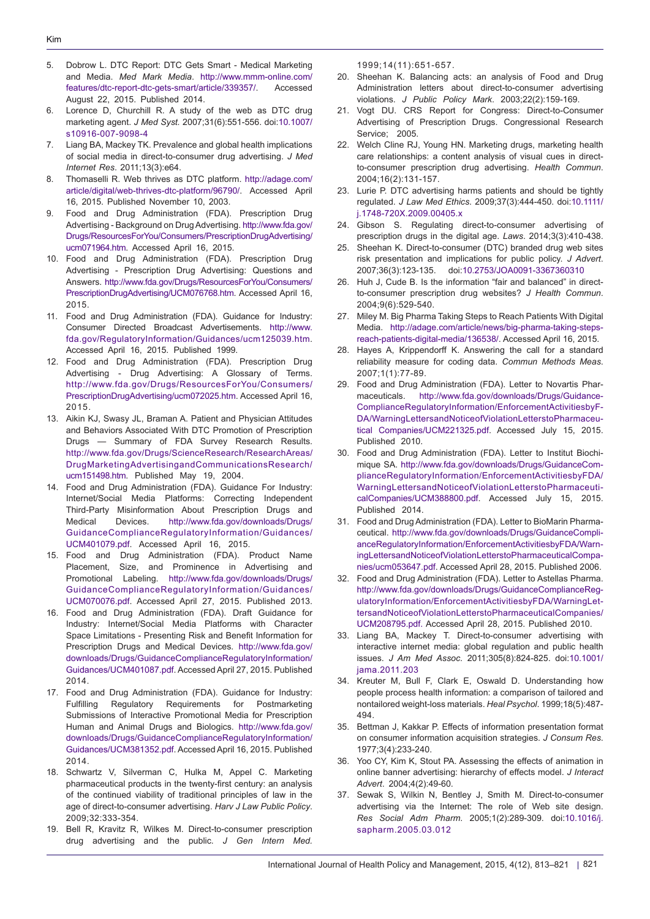5. Dobrow L. DTC Report: DTC Gets Smart - Medical Marketing and Media. *Med Mark Media*. http://www.mmm-online.com/features/dtc-report-dtc-gets-smart/article/339357/. Accessed August 22, 2015. Published 2014.
6. Lorence D, Churchill R. A study of the web as DTC drug marketing agent. *J Med Syst*. 2007;31(6):551-556. doi:10.1007/s10916-007-9098-4
7. Liang BA, Mackey TK. Prevalence and global health implications of social media in direct-to-consumer drug advertising. *J Med Internet Res*. 2011;13(3):e64.
8. Thomaselli R. Web thrives as DTC platform. http://adage.com/article/digital/web-thrives-dtc-platform/96790/. Accessed April 16, 2015. Published November 10, 2003.
9. Food and Drug Administration (FDA). Prescription Drug Advertising - Background on Drug Advertising. http://www.fda.gov/Drugs/ResourcesForYou/Consumers/PrescriptionDrugAdvertising/ucm071964.htm. Accessed April 16, 2015.
10. Food and Drug Administration (FDA). Prescription Drug Advertising - Prescription Drug Advertising: Questions and Answers. http://www.fda.gov/Drugs/ResourcesForYou/Consumers/PrescriptionDrugAdvertising/UCM076768.htm. Accessed April 16, 2015.
11. Food and Drug Administration (FDA). Guidance for Industry: Consumer Directed Broadcast Advertisements. http://www.fda.gov/RegulatoryInformation/Guidances/ucm125039.htm. Accessed April 16, 2015. Published 1999.
12. Food and Drug Administration (FDA). Prescription Drug Advertising - Drug Advertising: A Glossary of Terms. http://www.fda.gov/Drugs/ResourcesForYou/Consumers/PrescriptionDrugAdvertising/ucm072025.htm. Accessed April 16, 2015.
13. Aikin KJ, Swasy JL, Braman A. Patient and Physician Attitudes and Behaviors Associated With DTC Promotion of Prescription Drugs — Summary of FDA Survey Research Results. http://www.fda.gov/Drugs/ScienceResearch/ResearchAreas/DrugMarketingAdvertisingandCommunicationsResearch/ucm151498.htm. Published May 19, 2004.
14. Food and Drug Administration (FDA). Guidance For Industry: Internet/Social Media Platforms: Correcting Independent Third-Party Misinformation About Prescription Drugs and Medical Devices. http://www.fda.gov/downloads/Drugs/GuidanceComplianceRegulatoryInformation/Guidances/UCM401079.pdf. Accessed April 16, 2015.
15. Food and Drug Administration (FDA). Product Name Placement, Size, and Prominence in Advertising and Promotional Labeling. http://www.fda.gov/downloads/Drugs/GuidanceComplianceRegulatoryInformation/Guidances/UCM070076.pdf. Accessed April 27, 2015. Published 2013.
16. Food and Drug Administration (FDA). Draft Guidance for Industry: Internet/Social Media Platforms with Character Space Limitations - Presenting Risk and Benefit Information for Prescription Drugs and Medical Devices. http://www.fda.gov/downloads/Drugs/GuidanceComplianceRegulatoryInformation/Guidances/UCM401087.pdf. Accessed April 27, 2015. Published 2014.
17. Food and Drug Administration (FDA). Guidance for Industry: Fulfilling Regulatory Requirements for Postmarketing Submissions of Interactive Promotional Media for Prescription Human and Animal Drugs and Biologics. http://www.fda.gov/downloads/Drugs/GuidanceComplianceRegulatoryInformation/Guidances/UCM381352.pdf. Accessed April 16, 2015. Published 2014.
18. Schwartz V, Silverman C, Hulka M, Appel C. Marketing pharmaceutical products in the twenty-first century: an analysis of the continued viability of traditional principles of law in the age of direct-to-consumer advertising. *Harv J Law Public Policy*. 2009;32:333-354.
19. Bell R, Kravitz R, Wilkes M. Direct-to-consumer prescription drug advertising and the public. *J Gen Intern Med*. 1999;14(11):651-657.
20. Sheehan K. Balancing acts: an analysis of Food and Drug Administration letters about direct-to-consumer advertising violations. *J Public Policy Mark*. 2003;22(2):159-169.
21. Vogt DU. CRS Report for Congress: Direct-to-Consumer Advertising of Prescription Drugs. Congressional Research Service; 2005.
22. Welch Cline RJ, Young HN. Marketing drugs, marketing health care relationships: a content analysis of visual cues in direct-to-consumer prescription drug advertising. *Health Commun*. 2004;16(2):131-157.
23. Lurie P. DTC advertising harms patients and should be tightly regulated. *J Law Med Ethics*. 2009;37(3):444-450. doi:10.1111/j.1748-720X.2009.00405.x
24. Gibson S. Regulating direct-to-consumer advertising of prescription drugs in the digital age. *Laws*. 2014;3(3):410-438.
25. Sheehan K. Direct-to-consumer (DTC) branded drug web sites risk presentation and implications for public policy. *J Advert*. 2007;36(3):123-135. doi:10.2753/JOA0091-3367360310
26. Huh J, Cude B. Is the information "fair and balanced" in direct-to-consumer prescription drug websites? *J Health Commun*. 2004;9(6):529-540.
27. Miley M. Big Pharma Taking Steps to Reach Patients With Digital Media. http://adage.com/article/news/big-pharma-taking-steps-reach-patients-digital-media/136538/. Accessed April 16, 2015.
28. Hayes A, Krippendorff K. Answering the call for a standard reliability measure for coding data. *Commun Methods Meas*. 2007;1(1):77-89.
29. Food and Drug Administration (FDA). Letter to Novartis Pharmaceuticals. http://www.fda.gov/downloads/Drugs/GuidanceComplianceRegulatoryInformation/EnforcementActivitiesbyFDA/WarningLettersandNoticeofViolationLetterstoPharmaceutical Companies/UCM221325.pdf. Accessed July 15, 2015. Published 2010.
30. Food and Drug Administration (FDA). Letter to Institut Biochimique SA. http://www.fda.gov/downloads/Drugs/GuidanceComplianceRegulatoryInformation/EnforcementActivitiesbyFDA/WarningLettersandNoticeofViolationLetterstoPharmaceuticalCompanies/UCM388800.pdf. Accessed July 15, 2015. Published 2014.
31. Food and Drug Administration (FDA). Letter to BioMarin Pharmaceutical. http://www.fda.gov/downloads/Drugs/GuidanceComplianceRegulatoryInformation/EnforcementActivitiesbyFDA/WarningLettersandNoticeofViolationLetterstoPharmaceuticalCompanies/ucm053647.pdf. Accessed April 28, 2015. Published 2006.
32. Food and Drug Administration (FDA). Letter to Astellas Pharma. http://www.fda.gov/downloads/Drugs/GuidanceComplianceRegulatoryInformation/EnforcementActivitiesbyFDA/WarningLettersandNoticeofViolationLetterstoPharmaceuticalCompanies/UCM208795.pdf. Accessed April 28, 2015. Published 2010.
33. Liang BA, Mackey T. Direct-to-consumer advertising with interactive internet media: global regulation and public health issues. *J Am Med Assoc*. 2011;305(8):824-825. doi:10.1001/jama.2011.203
34. Kreuter M, Bull F, Clark E, Oswald D. Understanding how people process health information: a comparison of tailored and nontailored weight-loss materials. *Heal Psychol*. 1999;18(5):487-494.
35. Bettman J, Kakkar P. Effects of information presentation format on consumer information acquisition strategies. *J Consum Res*. 1977;3(4):233-240.
36. Yoo CY, Kim K, Stout PA. Assessing the effects of animation in online banner advertising: hierarchy of effects model. *J Interact Advert*. 2004;4(2):49-60.
37. Sewak S, Wilkin N, Bentley J, Smith M. Direct-to-consumer advertising via the Internet: The role of Web site design. *Res Social Adm Pharm*. 2005;1(2):289-309. doi:10.1016/j.sapharm.2005.03.012